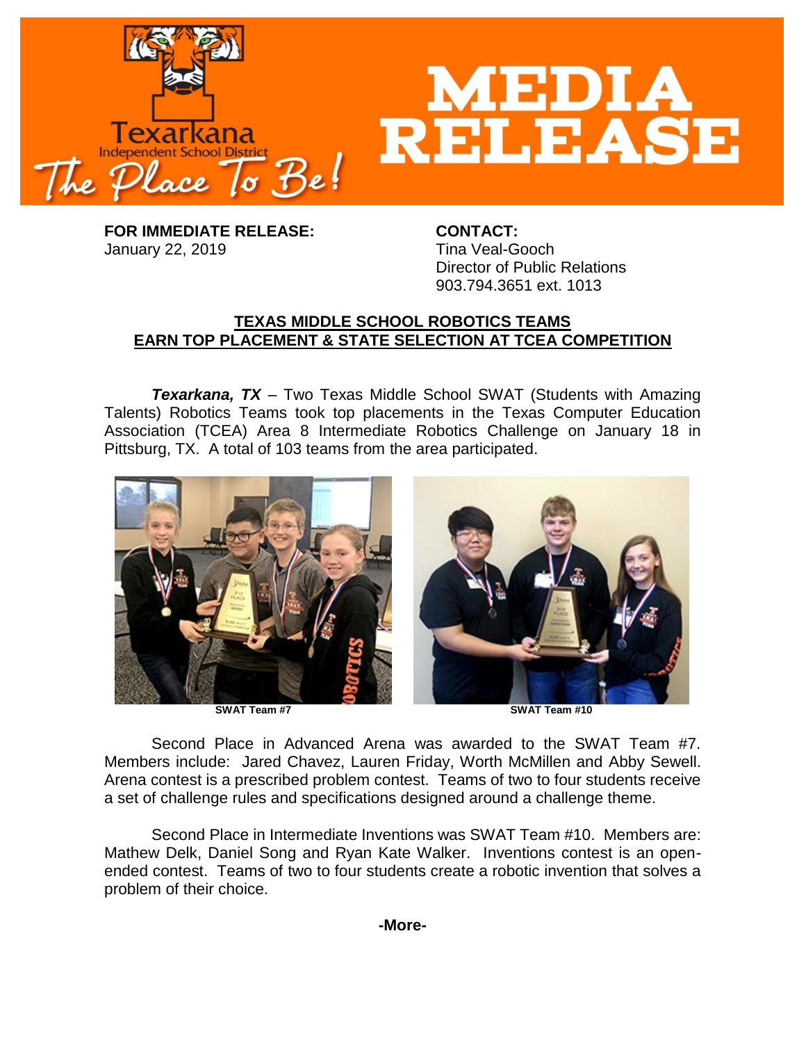# MEDIA RELEASE

Texarkana Independent School District — The Place To Be!

**FOR IMMEDIATE RELEASE:**
January 22, 2019

**CONTACT:**
Tina Veal-Gooch
Director of Public Relations
903.794.3651 ext. 1013

## TEXAS MIDDLE SCHOOL ROBOTICS TEAMS EARN TOP PLACEMENT & STATE SELECTION AT TCEA COMPETITION

***Texarkana, TX*** – Two Texas Middle School SWAT (Students with Amazing Talents) Robotics Teams took top placements in the Texas Computer Education Association (TCEA) Area 8 Intermediate Robotics Challenge on January 18 in Pittsburg, TX. A total of 103 teams from the area participated.

**SWAT Team #7**

**SWAT Team #10**

Second Place in Advanced Arena was awarded to the SWAT Team #7. Members include: Jared Chavez, Lauren Friday, Worth McMillen and Abby Sewell. Arena contest is a prescribed problem contest. Teams of two to four students receive a set of challenge rules and specifications designed around a challenge theme.

Second Place in Intermediate Inventions was SWAT Team #10. Members are: Mathew Delk, Daniel Song and Ryan Kate Walker. Inventions contest is an open-ended contest. Teams of two to four students create a robotic invention that solves a problem of their choice.

**-More-**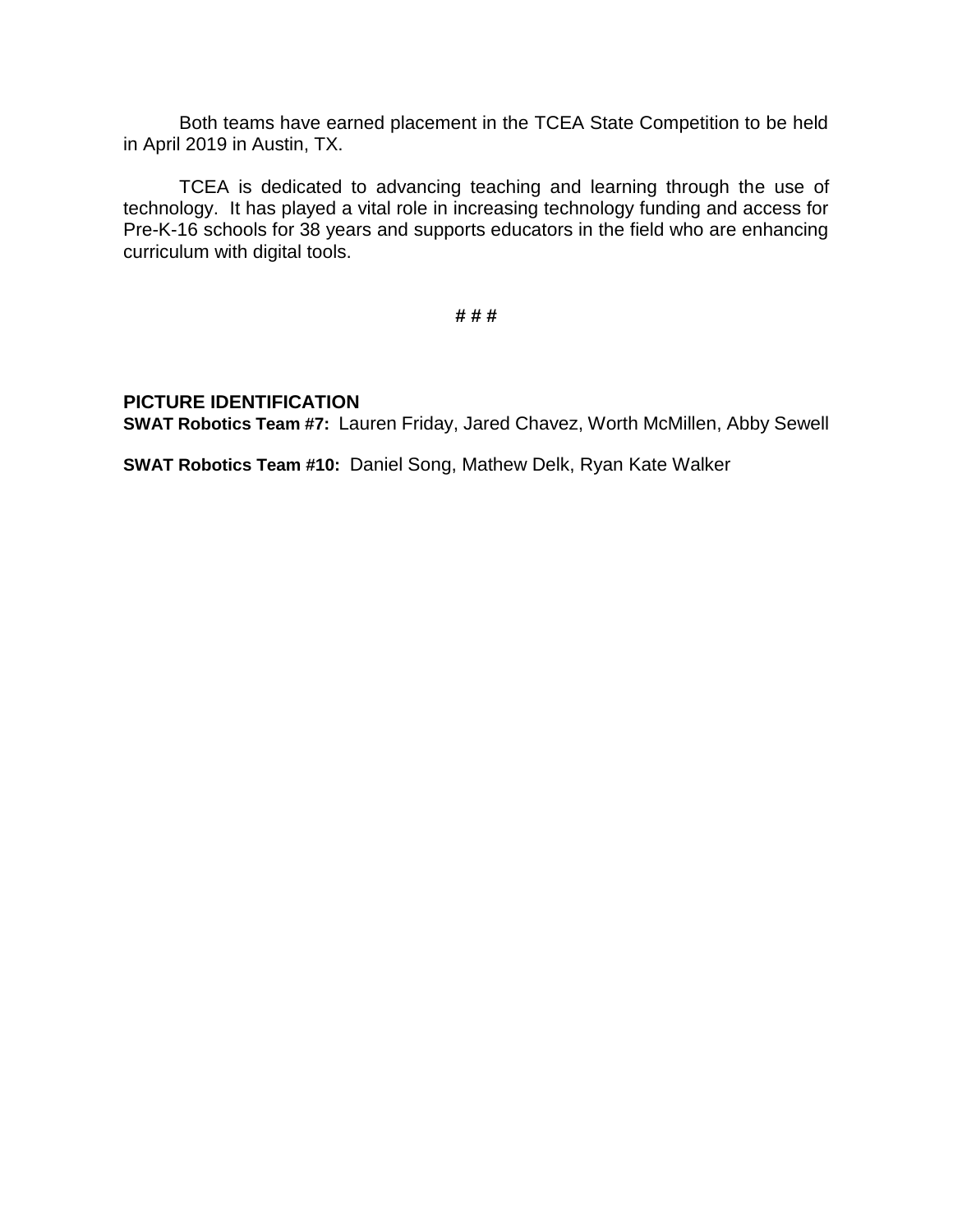Both teams have earned placement in the TCEA State Competition to be held in April 2019 in Austin, TX.

TCEA is dedicated to advancing teaching and learning through the use of technology. It has played a vital role in increasing technology funding and access for Pre-K-16 schools for 38 years and supports educators in the field who are enhancing curriculum with digital tools.

# # #

**PICTURE IDENTIFICATION**

**SWAT Robotics Team #7:** Lauren Friday, Jared Chavez, Worth McMillen, Abby Sewell

**SWAT Robotics Team #10:** Daniel Song, Mathew Delk, Ryan Kate Walker